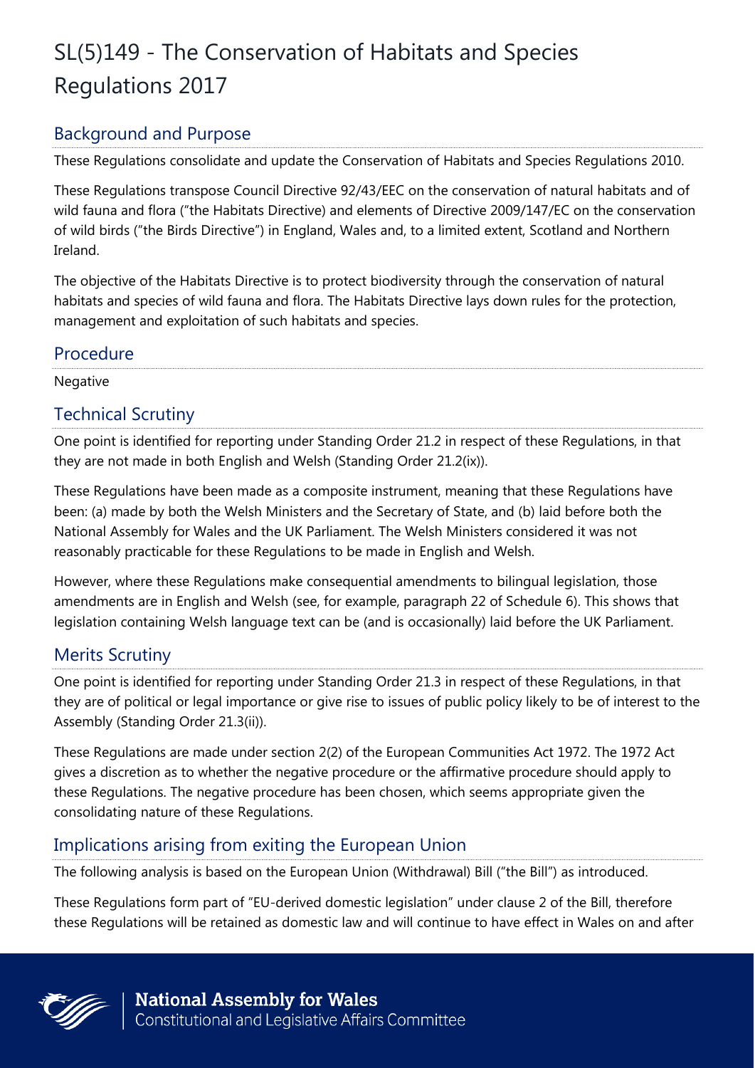# SL(5)149 - The Conservation of Habitats and Species Regulations 2017

## Background and Purpose

These Regulations consolidate and update the Conservation of Habitats and Species Regulations 2010.

These Regulations transpose Council Directive 92/43/EEC on the conservation of natural habitats and of wild fauna and flora ("the Habitats Directive) and elements of Directive 2009/147/EC on the conservation of wild birds ("the Birds Directive") in England, Wales and, to a limited extent, Scotland and Northern Ireland.

The objective of the Habitats Directive is to protect biodiversity through the conservation of natural habitats and species of wild fauna and flora. The Habitats Directive lays down rules for the protection, management and exploitation of such habitats and species.

## Procedure

Negative

## Technical Scrutiny

One point is identified for reporting under Standing Order 21.2 in respect of these Regulations, in that they are not made in both English and Welsh (Standing Order 21.2(ix)).

These Regulations have been made as a composite instrument, meaning that these Regulations have been: (a) made by both the Welsh Ministers and the Secretary of State, and (b) laid before both the National Assembly for Wales and the UK Parliament. The Welsh Ministers considered it was not reasonably practicable for these Regulations to be made in English and Welsh.

However, where these Regulations make consequential amendments to bilingual legislation, those amendments are in English and Welsh (see, for example, paragraph 22 of Schedule 6). This shows that legislation containing Welsh language text can be (and is occasionally) laid before the UK Parliament.

## Merits Scrutiny

One point is identified for reporting under Standing Order 21.3 in respect of these Regulations, in that they are of political or legal importance or give rise to issues of public policy likely to be of interest to the Assembly (Standing Order 21.3(ii)).

These Regulations are made under section 2(2) of the European Communities Act 1972. The 1972 Act gives a discretion as to whether the negative procedure or the affirmative procedure should apply to these Regulations. The negative procedure has been chosen, which seems appropriate given the consolidating nature of these Regulations.

## Implications arising from exiting the European Union

The following analysis is based on the European Union (Withdrawal) Bill ("the Bill") as introduced.

These Regulations form part of "EU-derived domestic legislation" under clause 2 of the Bill, therefore these Regulations will be retained as domestic law and will continue to have effect in Wales on and after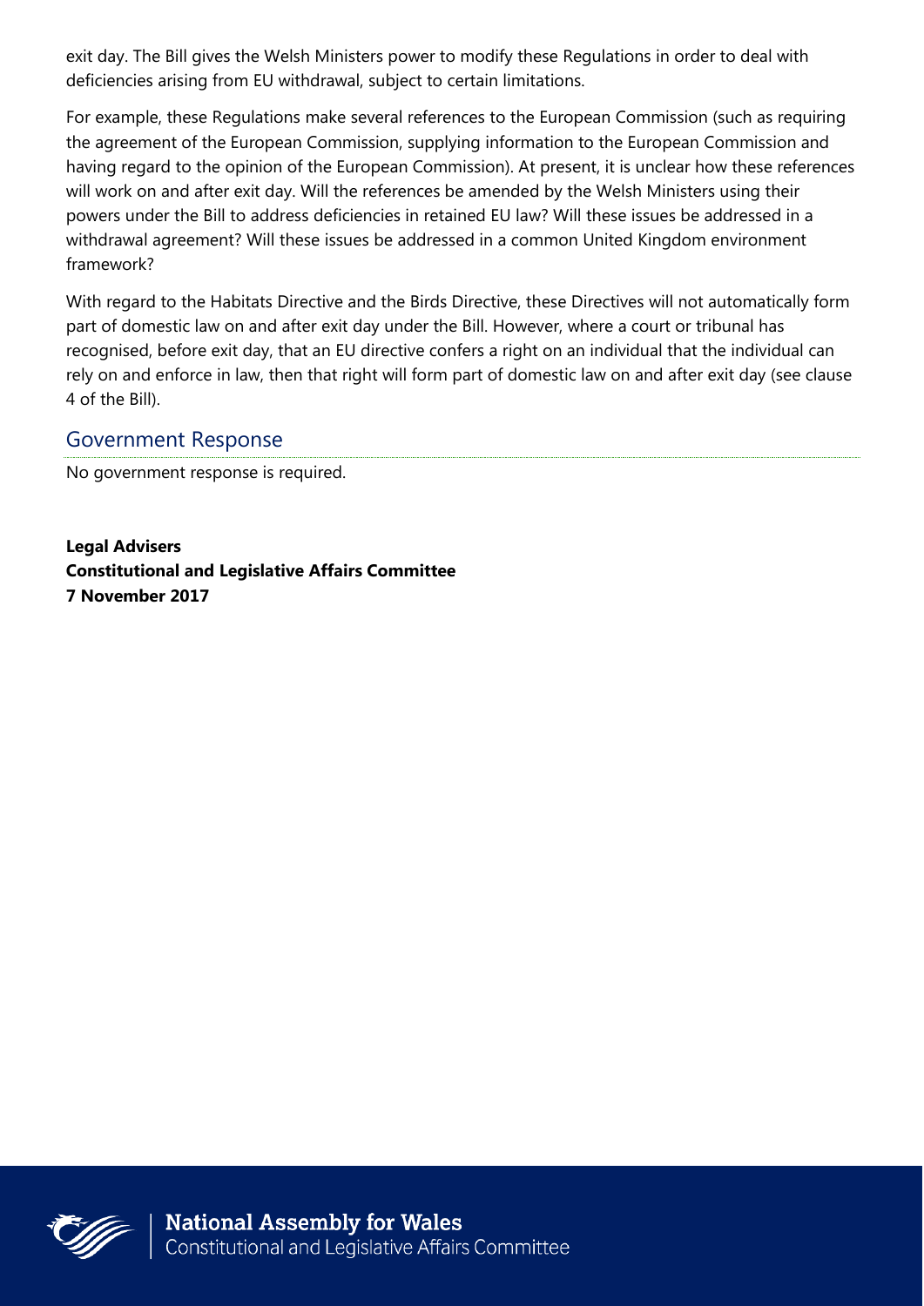exit day. The Bill gives the Welsh Ministers power to modify these Regulations in order to deal with deficiencies arising from EU withdrawal, subject to certain limitations.

For example, these Regulations make several references to the European Commission (such as requiring the agreement of the European Commission, supplying information to the European Commission and having regard to the opinion of the European Commission). At present, it is unclear how these references will work on and after exit day. Will the references be amended by the Welsh Ministers using their powers under the Bill to address deficiencies in retained EU law? Will these issues be addressed in a withdrawal agreement? Will these issues be addressed in a common United Kingdom environment framework?

With regard to the Habitats Directive and the Birds Directive, these Directives will not automatically form part of domestic law on and after exit day under the Bill. However, where a court or tribunal has recognised, before exit day, that an EU directive confers a right on an individual that the individual can rely on and enforce in law, then that right will form part of domestic law on and after exit day (see clause 4 of the Bill).

## Government Response

No government response is required.

**Legal Advisers**
**Constitutional and Legislative Affairs Committee**
**7 November 2017**